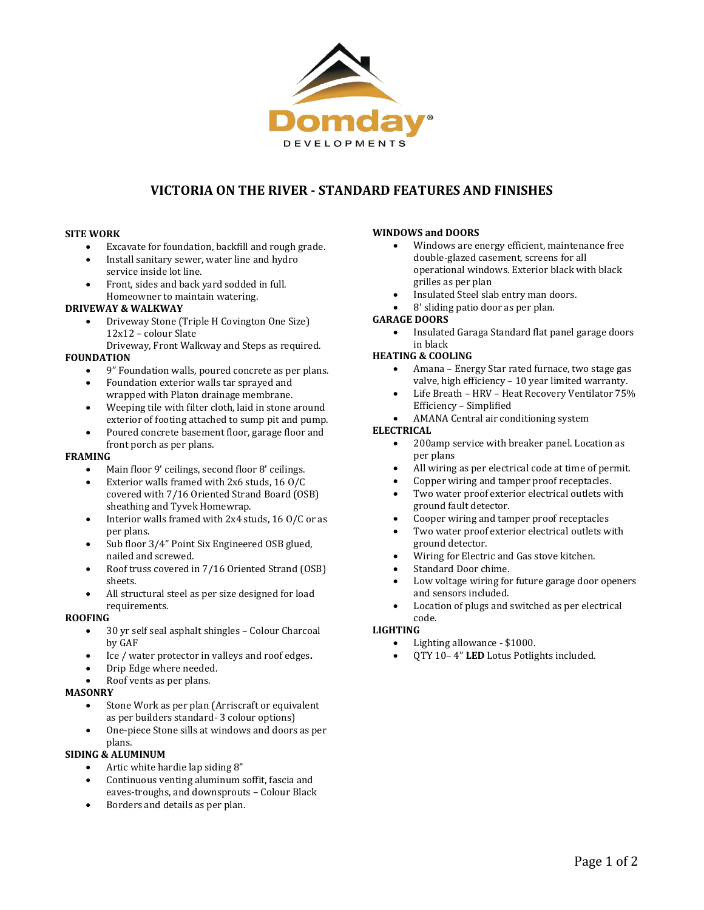Domday

DEVELOPMENTS

# VICTORIA ON THE RIVER - STANDARD FEATURES AND FINISHES

## SITE WORK

- Excavate for foundation, backfill and rough grade.
- Install sanitary sewer, water line and hydro service inside lot line.
- Front, sides and back yard sodded in full. Homeowner to maintain watering.

## DRIVEWAY & WALKWAY

- Driveway Stone (Triple H Covington One Size) 12x12 – colour Slate
  Driveway, Front Walkway and Steps as required.

## FOUNDATION

- 9" Foundation walls, poured concrete as per plans.
- Foundation exterior walls tar sprayed and wrapped with Platon drainage membrane.
- Weeping tile with filter cloth, laid in stone around exterior of footing attached to sump pit and pump.
- Poured concrete basement floor, garage floor and front porch as per plans.

## FRAMING

- Main floor 9' ceilings, second floor 8' ceilings.
- Exterior walls framed with 2x6 studs, 16 O/C covered with 7/16 Oriented Strand Board (OSB) sheathing and Tyvek Homewrap.
- Interior walls framed with 2x4 studs, 16 O/C or as per plans.
- Sub floor 3/4" Point Six Engineered OSB glued, nailed and screwed.
- Roof truss covered in 7/16 Oriented Strand (OSB) sheets.
- All structural steel as per size designed for load requirements.

## ROOFING

- 30 yr self seal asphalt shingles – Colour Charcoal by GAF
- Ice / water protector in valleys and roof edges**.**
- Drip Edge where needed.
- Roof vents as per plans.

## MASONRY

- Stone Work as per plan (Arriscraft or equivalent as per builders standard- 3 colour options)
- One-piece Stone sills at windows and doors as per plans.

## SIDING & ALUMINUM

- Artic white hardie lap siding 8"
- Continuous venting aluminum soffit, fascia and eaves-troughs, and downsprouts – Colour Black
- Borders and details as per plan.

## WINDOWS and DOORS

- Windows are energy efficient, maintenance free double-glazed casement, screens for all operational windows. Exterior black with black grilles as per plan
- Insulated Steel slab entry man doors.
- 8' sliding patio door as per plan.

## GARAGE DOORS

- Insulated Garaga Standard flat panel garage doors in black

## HEATING & COOLING

- Amana – Energy Star rated furnace, two stage gas valve, high efficiency – 10 year limited warranty.
- Life Breath – HRV – Heat Recovery Ventilator 75% Efficiency – Simplified
- AMANA Central air conditioning system

## ELECTRICAL

- 200amp service with breaker panel. Location as per plans
- All wiring as per electrical code at time of permit.
- Copper wiring and tamper proof receptacles.
- Two water proof exterior electrical outlets with ground fault detector.
- Cooper wiring and tamper proof receptacles
- Two water proof exterior electrical outlets with ground detector.
- Wiring for Electric and Gas stove kitchen.
- Standard Door chime.
- Low voltage wiring for future garage door openers and sensors included.
- Location of plugs and switched as per electrical code.

## LIGHTING

- Lighting allowance - $1000.
- QTY 10– 4" **LED** Lotus Potlights included.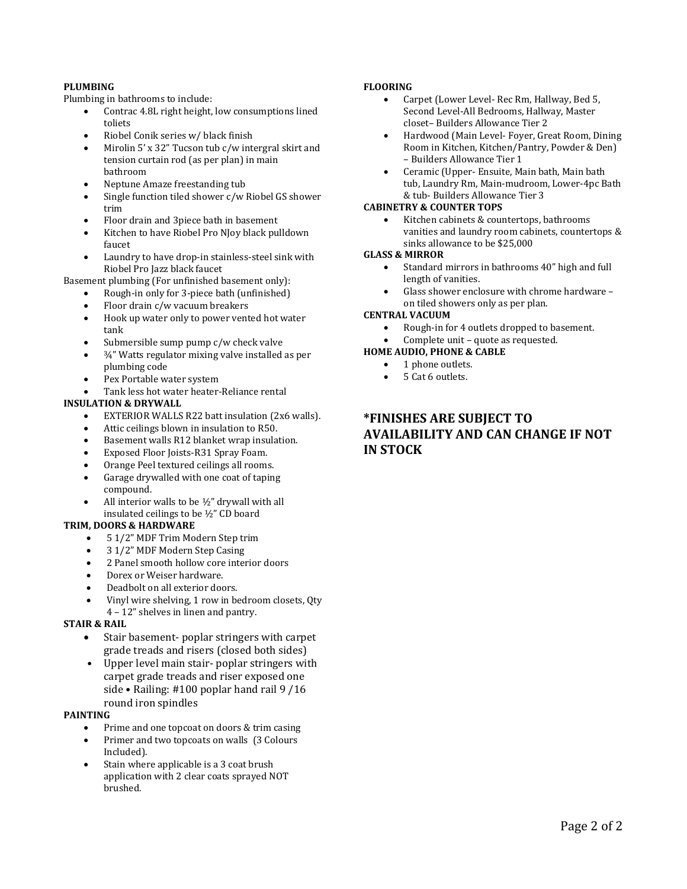**PLUMBING**

Plumbing in bathrooms to include:

- Contrac 4.8L right height, low consumptions lined toliets
- Riobel Conik series w/ black finish
- Mirolin 5' x 32" Tucson tub c/w intergral skirt and tension curtain rod (as per plan) in main bathroom
- Neptune Amaze freestanding tub
- Single function tiled shower c/w Riobel GS shower trim
- Floor drain and 3piece bath in basement
- Kitchen to have Riobel Pro NJoy black pulldown faucet
- Laundry to have drop-in stainless-steel sink with Riobel Pro Jazz black faucet

Basement plumbing (For unfinished basement only):

- Rough-in only for 3-piece bath (unfinished)
- Floor drain c/w vacuum breakers
- Hook up water only to power vented hot water tank
- Submersible sump pump c/w check valve
- ¾" Watts regulator mixing valve installed as per plumbing code
- Pex Portable water system
- Tank less hot water heater-Reliance rental

**INSULATION & DRYWALL**

- EXTERIOR WALLS R22 batt insulation (2x6 walls).
- Attic ceilings blown in insulation to R50.
- Basement walls R12 blanket wrap insulation.
- Exposed Floor Joists-R31 Spray Foam.
- Orange Peel textured ceilings all rooms.
- Garage drywalled with one coat of taping compound.
- All interior walls to be ½" drywall with all insulated ceilings to be ½" CD board

**TRIM, DOORS & HARDWARE**

- 5 1/2" MDF Trim Modern Step trim
- 3 1/2" MDF Modern Step Casing
- 2 Panel smooth hollow core interior doors
- Dorex or Weiser hardware.
- Deadbolt on all exterior doors.
- Vinyl wire shelving, 1 row in bedroom closets, Qty 4 – 12" shelves in linen and pantry.

**STAIR & RAIL**

- Stair basement- poplar stringers with carpet grade treads and risers (closed both sides)
- Upper level main stair- poplar stringers with carpet grade treads and riser exposed one side • Railing: #100 poplar hand rail 9 /16 round iron spindles

**PAINTING**

- Prime and one topcoat on doors & trim casing
- Primer and two topcoats on walls (3 Colours Included).
- Stain where applicable is a 3 coat brush application with 2 clear coats sprayed NOT brushed.

**FLOORING**

- Carpet (Lower Level- Rec Rm, Hallway, Bed 5, Second Level-All Bedrooms, Hallway, Master closet– Builders Allowance Tier 2
- Hardwood (Main Level- Foyer, Great Room, Dining Room in Kitchen, Kitchen/Pantry, Powder & Den) – Builders Allowance Tier 1
- Ceramic (Upper- Ensuite, Main bath, Main bath tub, Laundry Rm, Main-mudroom, Lower-4pc Bath & tub- Builders Allowance Tier 3

**CABINETRY & COUNTER TOPS**

- Kitchen cabinets & countertops, bathrooms vanities and laundry room cabinets, countertops & sinks allowance to be $25,000

**GLASS & MIRROR**

- Standard mirrors in bathrooms 40" high and full length of vanities.
- Glass shower enclosure with chrome hardware – on tiled showers only as per plan.

**CENTRAL VACUUM**

- Rough-in for 4 outlets dropped to basement.
- Complete unit – quote as requested.

**HOME AUDIO, PHONE & CABLE**

- 1 phone outlets.
- 5 Cat 6 outlets.

## *FINISHES ARE SUBJECT TO AVAILABILITY AND CAN CHANGE IF NOT IN STOCK